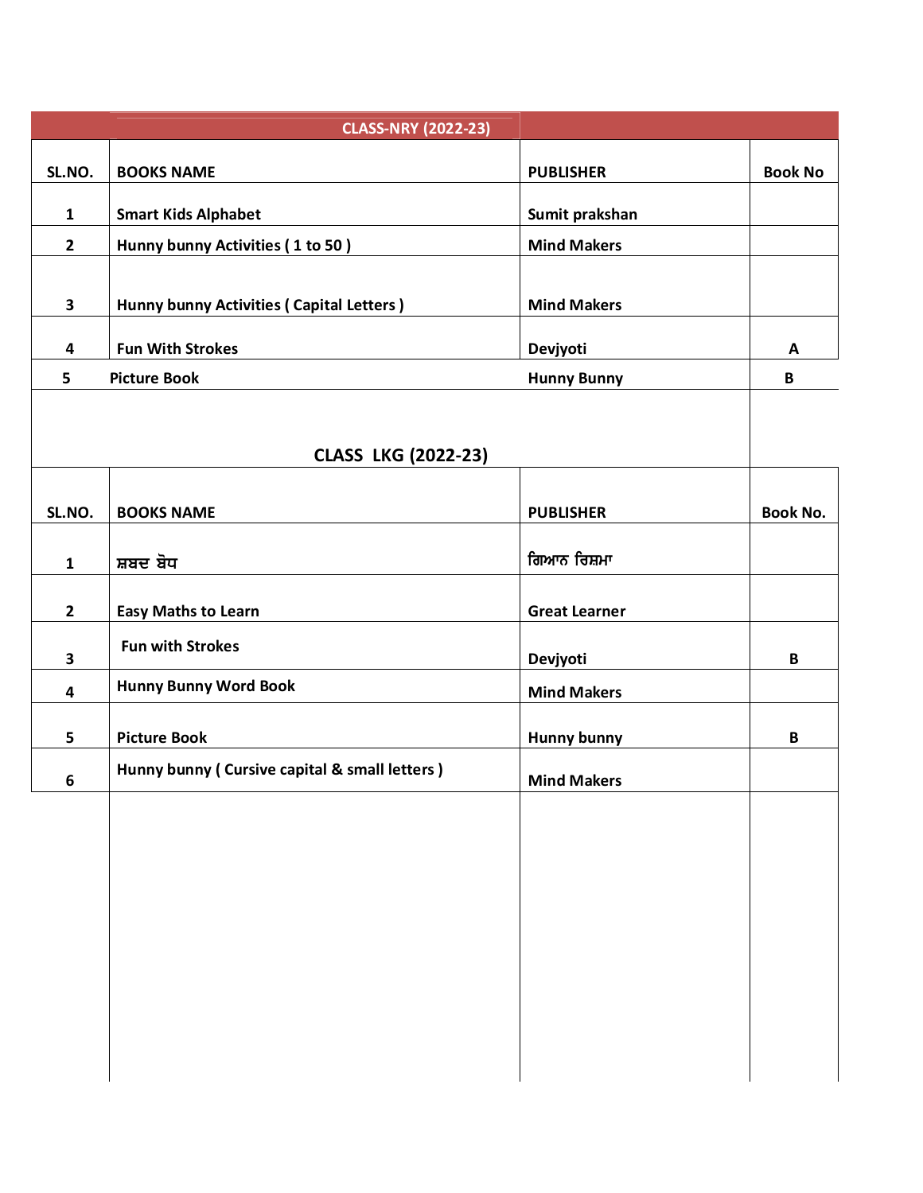## CLASS-NRY (2022-23)

| SL.NO. | BOOKS NAME | PUBLISHER | Book No |
|---|---|---|---|
| 1 | Smart Kids Alphabet | Sumit prakshan | |
| 2 | Hunny bunny Activities ( 1 to 50 ) | Mind Makers | |
| 3 | Hunny bunny Activities ( Capital Letters ) | Mind Makers | |
| 4 | Fun With Strokes | Devjyoti | A |
| 5 | Picture Book | Hunny Bunny | B |

## CLASS LKG (2022-23)

| SL.NO. | BOOKS NAME | PUBLISHER | Book No. |
|---|---|---|---|
| 1 | ਸ਼ਬਦ ਬੋਧ | ਗਿਆਨ ਰਿਸ਼ਮਾ | |
| 2 | Easy Maths to Learn | Great Learner | |
| 3 | Fun with Strokes | Devjyoti | B |
| 4 | Hunny Bunny Word Book | Mind Makers | |
| 5 | Picture Book | Hunny bunny | B |
| 6 | Hunny bunny ( Cursive capital & small letters ) | Mind Makers | |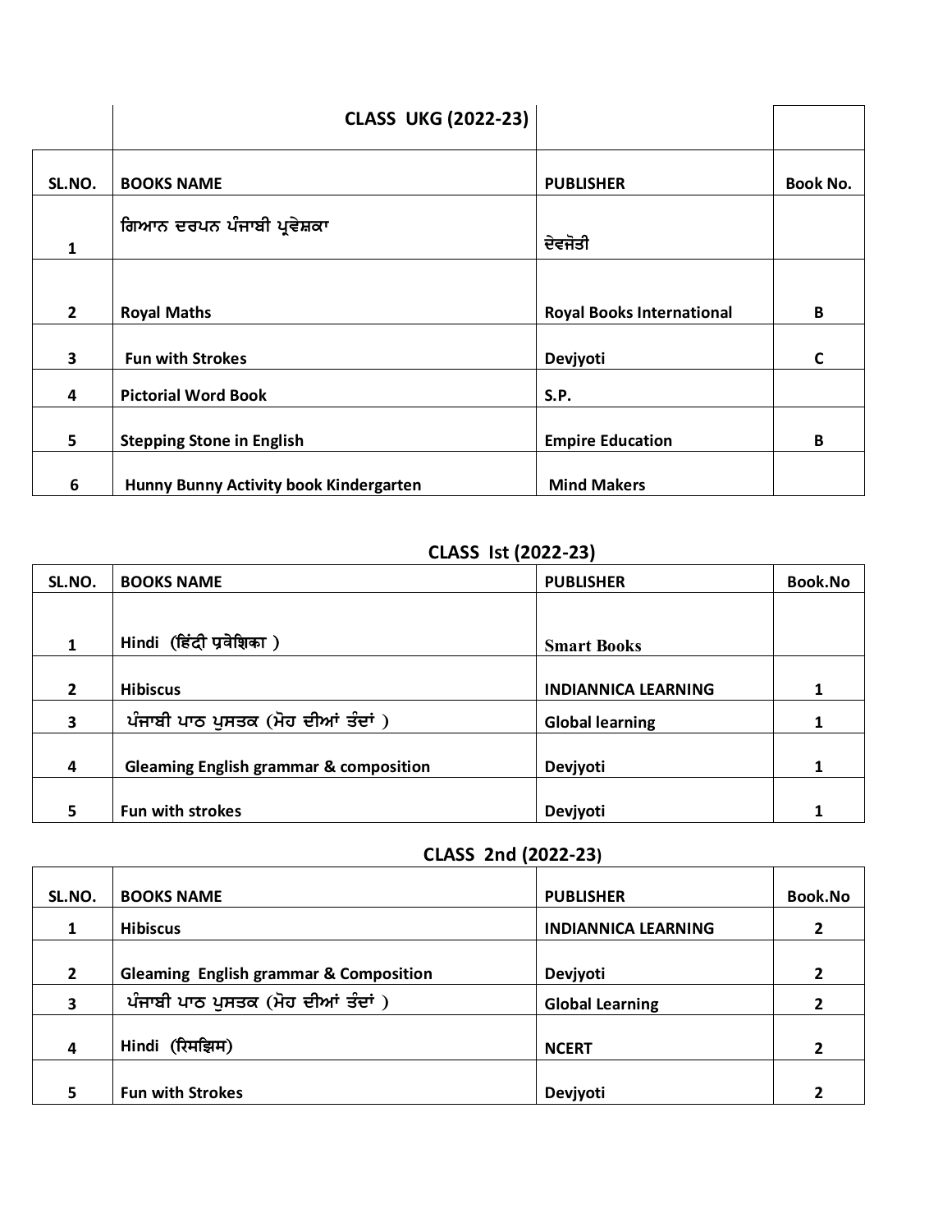| | CLASS UKG (2022-23) | | |
|---|---|---|---|
| SL.NO. | BOOKS NAME | PUBLISHER | Book No. |
| 1 | ਗਿਆਨ ਦਰਪਨ ਪੰਜਾਬੀ ਪ੍ਰਵੇਸ਼ਕਾ | ਦੇਵਜੋਤੀ | |
| 2 | Royal Maths | Royal Books International | B |
| 3 | Fun with Strokes | Devjyoti | C |
| 4 | Pictorial Word Book | S.P. | |
| 5 | Stepping Stone in English | Empire Education | B |
| 6 | Hunny Bunny Activity book Kindergarten | Mind Makers | |

## CLASS Ist (2022-23)

| SL.NO. | BOOKS NAME | PUBLISHER | Book.No |
|---|---|---|---|
| 1 | Hindi (हिंदी प्रवेशिका ) | Smart Books | |
| 2 | Hibiscus | INDIANNICA LEARNING | 1 |
| 3 | ਪੰਜਾਬੀ ਪਾਠ ਪੁਸਤਕ (ਮੋਹ ਦੀਆਂ ਤੰਦਾਂ ) | Global learning | 1 |
| 4 | Gleaming English grammar & composition | Devjyoti | 1 |
| 5 | Fun with strokes | Devjyoti | 1 |

## CLASS 2nd (2022-23)

| SL.NO. | BOOKS NAME | PUBLISHER | Book.No |
|---|---|---|---|
| 1 | Hibiscus | INDIANNICA LEARNING | 2 |
| 2 | Gleaming English grammar & Composition | Devjyoti | 2 |
| 3 | ਪੰਜਾਬੀ ਪਾਠ ਪੁਸਤਕ (ਮੋਹ ਦੀਆਂ ਤੰਦਾਂ ) | Global Learning | 2 |
| 4 | Hindi (रिमझिम) | NCERT | 2 |
| 5 | Fun with Strokes | Devjyoti | 2 |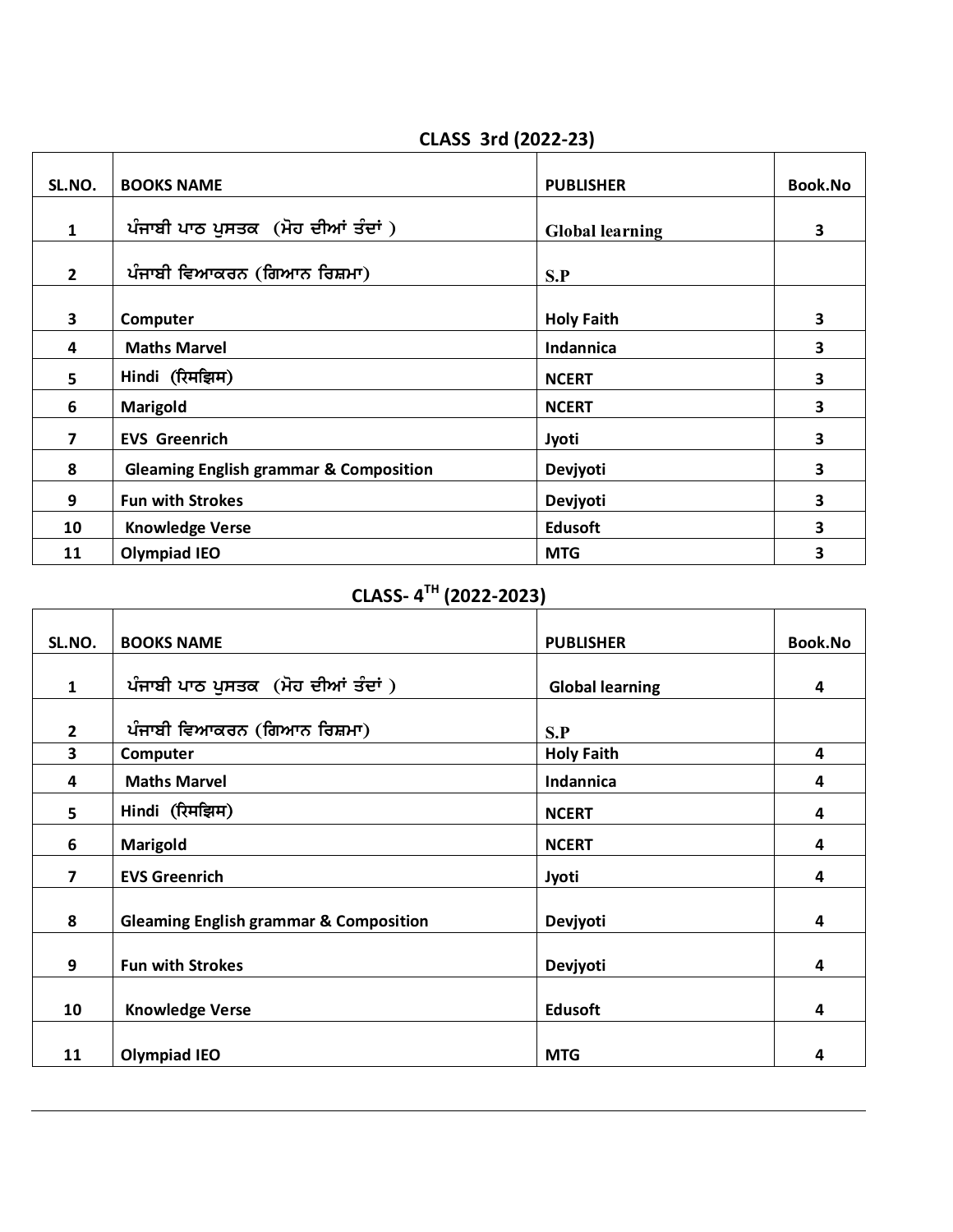## CLASS 3rd (2022-23)

| SL.NO. | BOOKS NAME | PUBLISHER | Book.No |
|---|---|---|---|
| 1 | ਪੰਜਾਬੀ ਪਾਠ ਪੁਸਤਕ (ਮੋਹ ਦੀਆਂ ਤੰਦਾਂ ) | Global learning | 3 |
| 2 | ਪੰਜਾਬੀ ਵਿਆਕਰਨ (ਗਿਆਨ ਰਿਸ਼ਮਾ) | S.P | |
| 3 | Computer | Holy Faith | 3 |
| 4 | Maths Marvel | Indannica | 3 |
| 5 | Hindi (रिमझिम) | NCERT | 3 |
| 6 | Marigold | NCERT | 3 |
| 7 | EVS Greenrich | Jyoti | 3 |
| 8 | Gleaming English grammar & Composition | Devjyoti | 3 |
| 9 | Fun with Strokes | Devjyoti | 3 |
| 10 | Knowledge Verse | Edusoft | 3 |
| 11 | Olympiad IEO | MTG | 3 |

## CLASS- 4TH (2022-2023)

| SL.NO. | BOOKS NAME | PUBLISHER | Book.No |
|---|---|---|---|
| 1 | ਪੰਜਾਬੀ ਪਾਠ ਪੁਸਤਕ (ਮੋਹ ਦੀਆਂ ਤੰਦਾਂ ) | Global learning | 4 |
| 2 | ਪੰਜਾਬੀ ਵਿਆਕਰਨ (ਗਿਆਨ ਰਿਸ਼ਮਾ) | S.P | |
| 3 | Computer | Holy Faith | 4 |
| 4 | Maths Marvel | Indannica | 4 |
| 5 | Hindi (रिमझिम) | NCERT | 4 |
| 6 | Marigold | NCERT | 4 |
| 7 | EVS Greenrich | Jyoti | 4 |
| 8 | Gleaming English grammar & Composition | Devjyoti | 4 |
| 9 | Fun with Strokes | Devjyoti | 4 |
| 10 | Knowledge Verse | Edusoft | 4 |
| 11 | Olympiad IEO | MTG | 4 |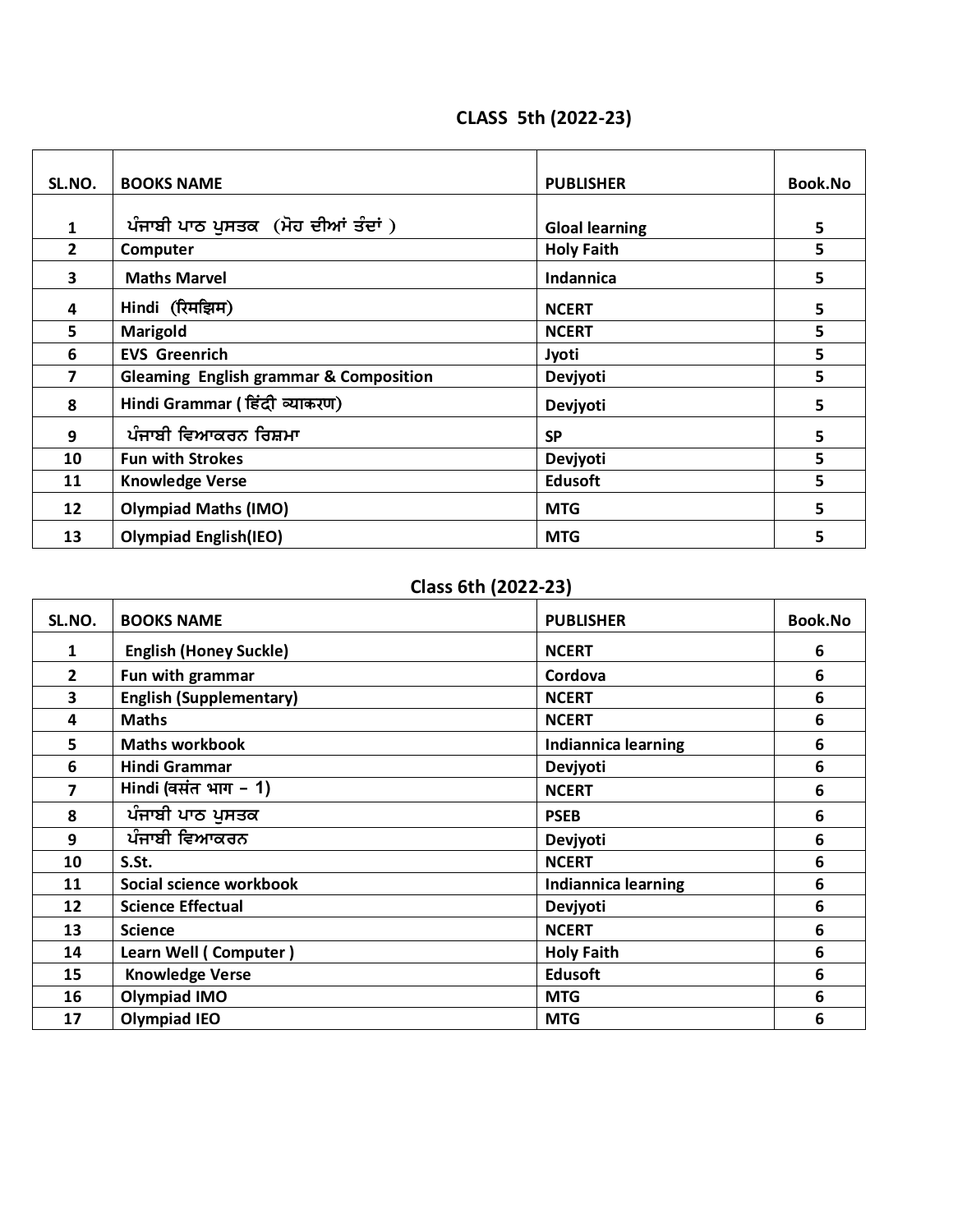## CLASS 5th (2022-23)

| SL.NO. | BOOKS NAME | PUBLISHER | Book.No |
|---|---|---|---|
| 1 | ਪੰਜਾਬੀ ਪਾਠ ਪੁਸਤਕ (ਮੋਹ ਦੀਆਂ ਤੰਦਾਂ ) | Gloal learning | 5 |
| 2 | Computer | Holy Faith | 5 |
| 3 | Maths Marvel | Indannica | 5 |
| 4 | Hindi (रिमझिम) | NCERT | 5 |
| 5 | Marigold | NCERT | 5 |
| 6 | EVS Greenrich | Jyoti | 5 |
| 7 | Gleaming English grammar & Composition | Devjyoti | 5 |
| 8 | Hindi Grammar ( हिंदी व्याकरण) | Devjyoti | 5 |
| 9 | ਪੰਜਾਬੀ ਵਿਆਕਰਨ ਰਿਸ਼ਮਾ | SP | 5 |
| 10 | Fun with Strokes | Devjyoti | 5 |
| 11 | Knowledge Verse | Edusoft | 5 |
| 12 | Olympiad Maths (IMO) | MTG | 5 |
| 13 | Olympiad English(IEO) | MTG | 5 |

## Class 6th (2022-23)

| SL.NO. | BOOKS NAME | PUBLISHER | Book.No |
|---|---|---|---|
| 1 | English (Honey Suckle) | NCERT | 6 |
| 2 | Fun with grammar | Cordova | 6 |
| 3 | English (Supplementary) | NCERT | 6 |
| 4 | Maths | NCERT | 6 |
| 5 | Maths workbook | Indiannica learning | 6 |
| 6 | Hindi Grammar | Devjyoti | 6 |
| 7 | Hindi (वसंत भाग – 1) | NCERT | 6 |
| 8 | ਪੰਜਾਬੀ ਪਾਠ ਪੁਸਤਕ | PSEB | 6 |
| 9 | ਪੰਜਾਬੀ ਵਿਆਕਰਨ | Devjyoti | 6 |
| 10 | S.St. | NCERT | 6 |
| 11 | Social science workbook | Indiannica learning | 6 |
| 12 | Science Effectual | Devjyoti | 6 |
| 13 | Science | NCERT | 6 |
| 14 | Learn Well ( Computer ) | Holy Faith | 6 |
| 15 | Knowledge Verse | Edusoft | 6 |
| 16 | Olympiad IMO | MTG | 6 |
| 17 | Olympiad IEO | MTG | 6 |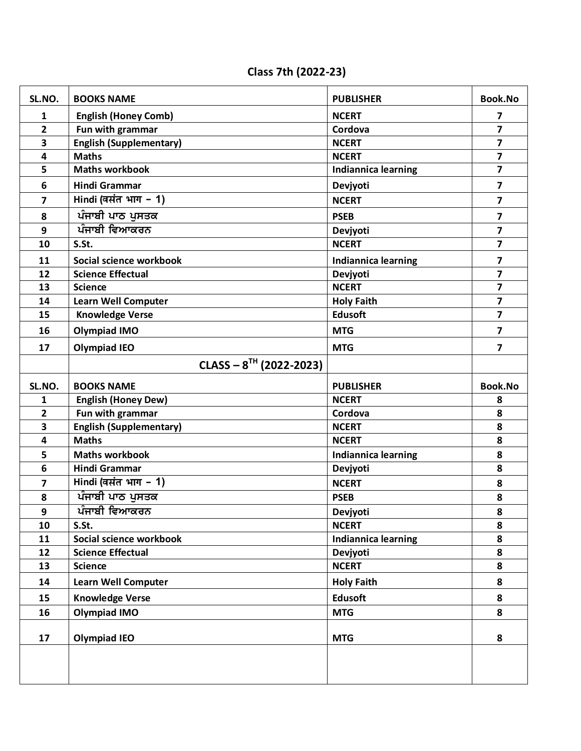## Class 7th (2022-23)

| SL.NO. | BOOKS NAME | PUBLISHER | Book.No |
|---|---|---|---|
| 1 | English (Honey Comb) | NCERT | 7 |
| 2 | Fun with grammar | Cordova | 7 |
| 3 | English (Supplementary) | NCERT | 7 |
| 4 | Maths | NCERT | 7 |
| 5 | Maths workbook | Indiannica learning | 7 |
| 6 | Hindi Grammar | Devjyoti | 7 |
| 7 | Hindi (वसंत भाग – 1) | NCERT | 7 |
| 8 | ਪੰਜਾਬੀ ਪਾਠ ਪੁਸਤਕ | PSEB | 7 |
| 9 | ਪੰਜਾਬੀ ਵਿਆਕਰਨ | Devjyoti | 7 |
| 10 | S.St. | NCERT | 7 |
| 11 | Social science workbook | Indiannica learning | 7 |
| 12 | Science Effectual | Devjyoti | 7 |
| 13 | Science | NCERT | 7 |
| 14 | Learn Well Computer | Holy Faith | 7 |
| 15 | Knowledge Verse | Edusoft | 7 |
| 16 | Olympiad IMO | MTG | 7 |
| 17 | Olympiad IEO | MTG | 7 |

## CLASS – 8TH (2022-2023)

| SL.NO. | BOOKS NAME | PUBLISHER | Book.No |
|---|---|---|---|
| 1 | English (Honey Dew) | NCERT | 8 |
| 2 | Fun with grammar | Cordova | 8 |
| 3 | English (Supplementary) | NCERT | 8 |
| 4 | Maths | NCERT | 8 |
| 5 | Maths workbook | Indiannica learning | 8 |
| 6 | Hindi Grammar | Devjyoti | 8 |
| 7 | Hindi (वसंत भाग – 1) | NCERT | 8 |
| 8 | ਪੰਜਾਬੀ ਪਾਠ ਪੁਸਤਕ | PSEB | 8 |
| 9 | ਪੰਜਾਬੀ ਵਿਆਕਰਨ | Devjyoti | 8 |
| 10 | S.St. | NCERT | 8 |
| 11 | Social science workbook | Indiannica learning | 8 |
| 12 | Science Effectual | Devjyoti | 8 |
| 13 | Science | NCERT | 8 |
| 14 | Learn Well Computer | Holy Faith | 8 |
| 15 | Knowledge Verse | Edusoft | 8 |
| 16 | Olympiad IMO | MTG | 8 |
| 17 | Olympiad IEO | MTG | 8 |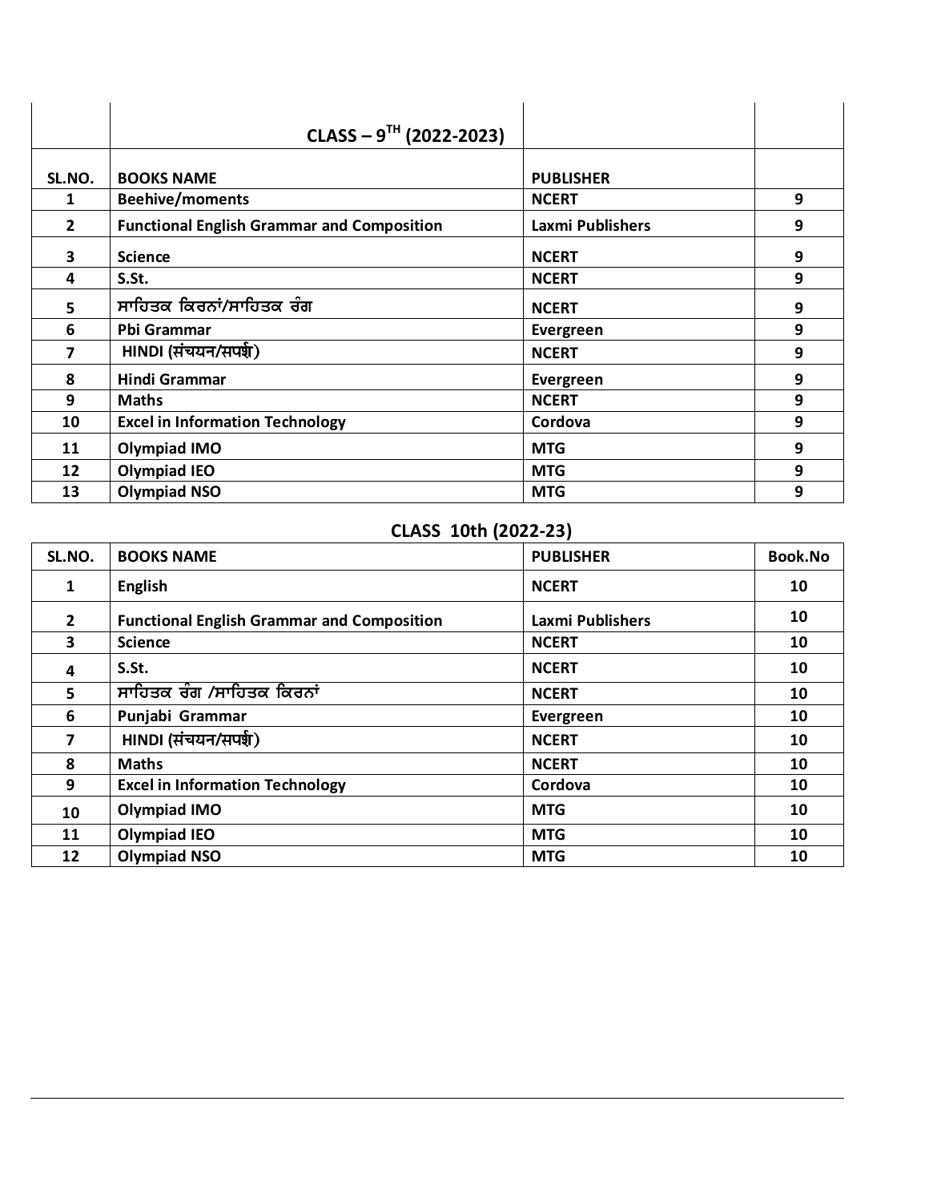| | CLASS – 9TH (2022-2023) | | |
|---|---|---|---|
| SL.NO. | BOOKS NAME | PUBLISHER | |
| 1 | Beehive/moments | NCERT | 9 |
| 2 | Functional English Grammar and Composition | Laxmi Publishers | 9 |
| 3 | Science | NCERT | 9 |
| 4 | S.St. | NCERT | 9 |
| 5 | ਸਾਹਿਤਕ ਕਿਰਨਾਂ/ਸਾਹਿਤਕ ਰੰਗ | NCERT | 9 |
| 6 | Pbi Grammar | Evergreen | 9 |
| 7 | HINDI (संचयन/सपर्श) | NCERT | 9 |
| 8 | Hindi Grammar | Evergreen | 9 |
| 9 | Maths | NCERT | 9 |
| 10 | Excel in Information Technology | Cordova | 9 |
| 11 | Olympiad IMO | MTG | 9 |
| 12 | Olympiad IEO | MTG | 9 |
| 13 | Olympiad NSO | MTG | 9 |

## CLASS 10th (2022-23)

| SL.NO. | BOOKS NAME | PUBLISHER | Book.No |
|---|---|---|---|
| 1 | English | NCERT | 10 |
| 2 | Functional English Grammar and Composition | Laxmi Publishers | 10 |
| 3 | Science | NCERT | 10 |
| 4 | S.St. | NCERT | 10 |
| 5 | ਸਾਹਿਤਕ ਰੰਗ /ਸਾਹਿਤਕ ਕਿਰਨਾਂ | NCERT | 10 |
| 6 | Punjabi Grammar | Evergreen | 10 |
| 7 | HINDI (संचयन/सपर्श) | NCERT | 10 |
| 8 | Maths | NCERT | 10 |
| 9 | Excel in Information Technology | Cordova | 10 |
| 10 | Olympiad IMO | MTG | 10 |
| 11 | Olympiad IEO | MTG | 10 |
| 12 | Olympiad NSO | MTG | 10 |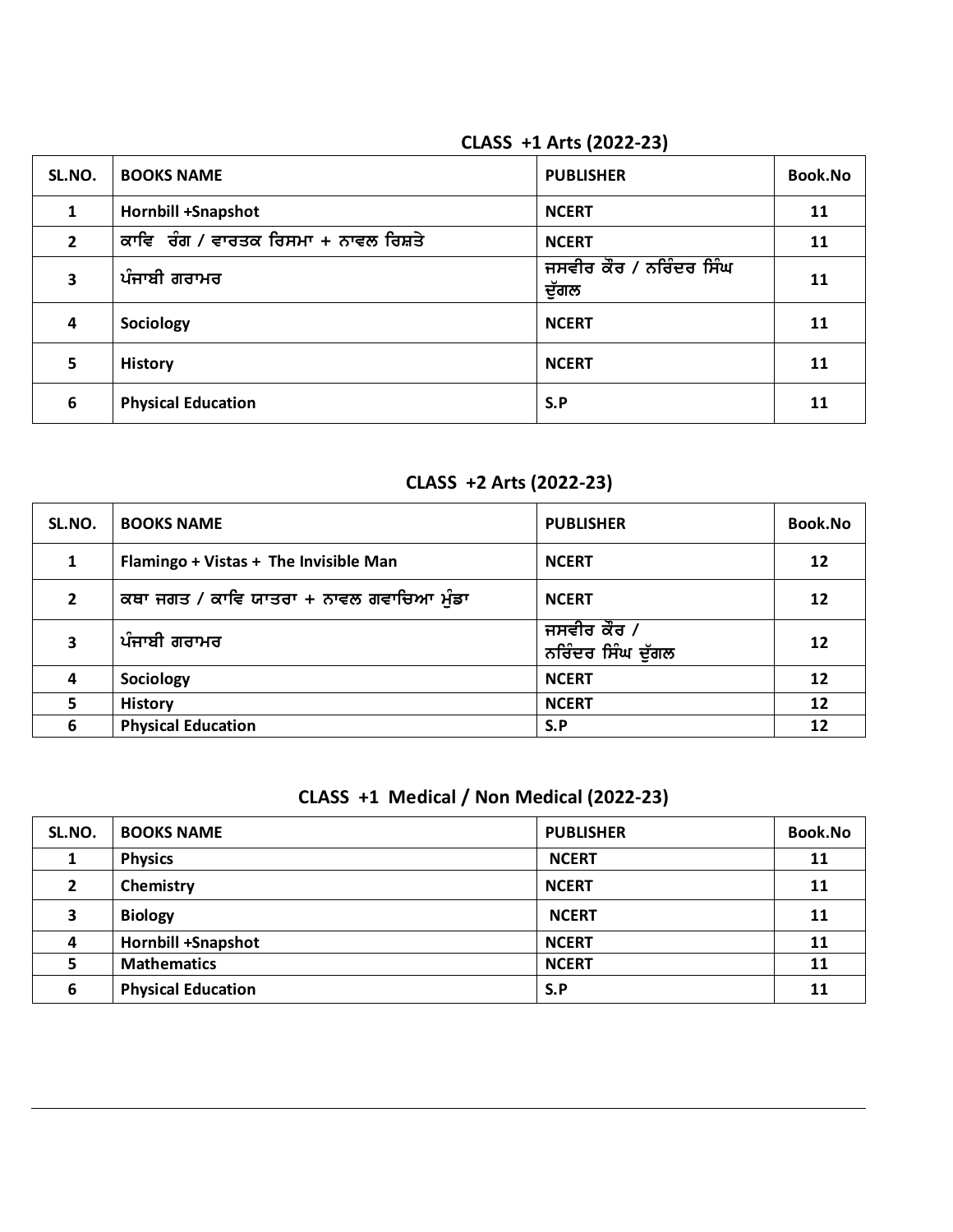## CLASS +1 Arts (2022-23)

| SL.NO. | BOOKS NAME | PUBLISHER | Book.No |
|---|---|---|---|
| 1 | Hornbill +Snapshot | NCERT | 11 |
| 2 | ਕਾਵਿ ਰੰਗ / ਵਾਰਤਕ ਰਿਸਮਾ + ਨਾਵਲ ਰਿਸ਼ਤੇ | NCERT | 11 |
| 3 | ਪੰਜਾਬੀ ਗਰਾਮਰ | ਜਸਵੀਰ ਕੌਰ / ਨਰਿੰਦਰ ਸਿੰਘ ਦੁੱਗਲ | 11 |
| 4 | Sociology | NCERT | 11 |
| 5 | History | NCERT | 11 |
| 6 | Physical Education | S.P | 11 |

## CLASS +2 Arts (2022-23)

| SL.NO. | BOOKS NAME | PUBLISHER | Book.No |
|---|---|---|---|
| 1 | Flamingo + Vistas + The Invisible Man | NCERT | 12 |
| 2 | ਕਥਾ ਜਗਤ / ਕਾਵਿ ਯਾਤਰਾ + ਨਾਵਲ ਗਵਾਚਿਆ ਮੁੰਡਾ | NCERT | 12 |
| 3 | ਪੰਜਾਬੀ ਗਰਾਮਰ | ਜਸਵੀਰ ਕੌਰ / ਨਰਿੰਦਰ ਸਿੰਘ ਦੁੱਗਲ | 12 |
| 4 | Sociology | NCERT | 12 |
| 5 | History | NCERT | 12 |
| 6 | Physical Education | S.P | 12 |

## CLASS +1 Medical / Non Medical (2022-23)

| SL.NO. | BOOKS NAME | PUBLISHER | Book.No |
|---|---|---|---|
| 1 | Physics | NCERT | 11 |
| 2 | Chemistry | NCERT | 11 |
| 3 | Biology | NCERT | 11 |
| 4 | Hornbill +Snapshot | NCERT | 11 |
| 5 | Mathematics | NCERT | 11 |
| 6 | Physical Education | S.P | 11 |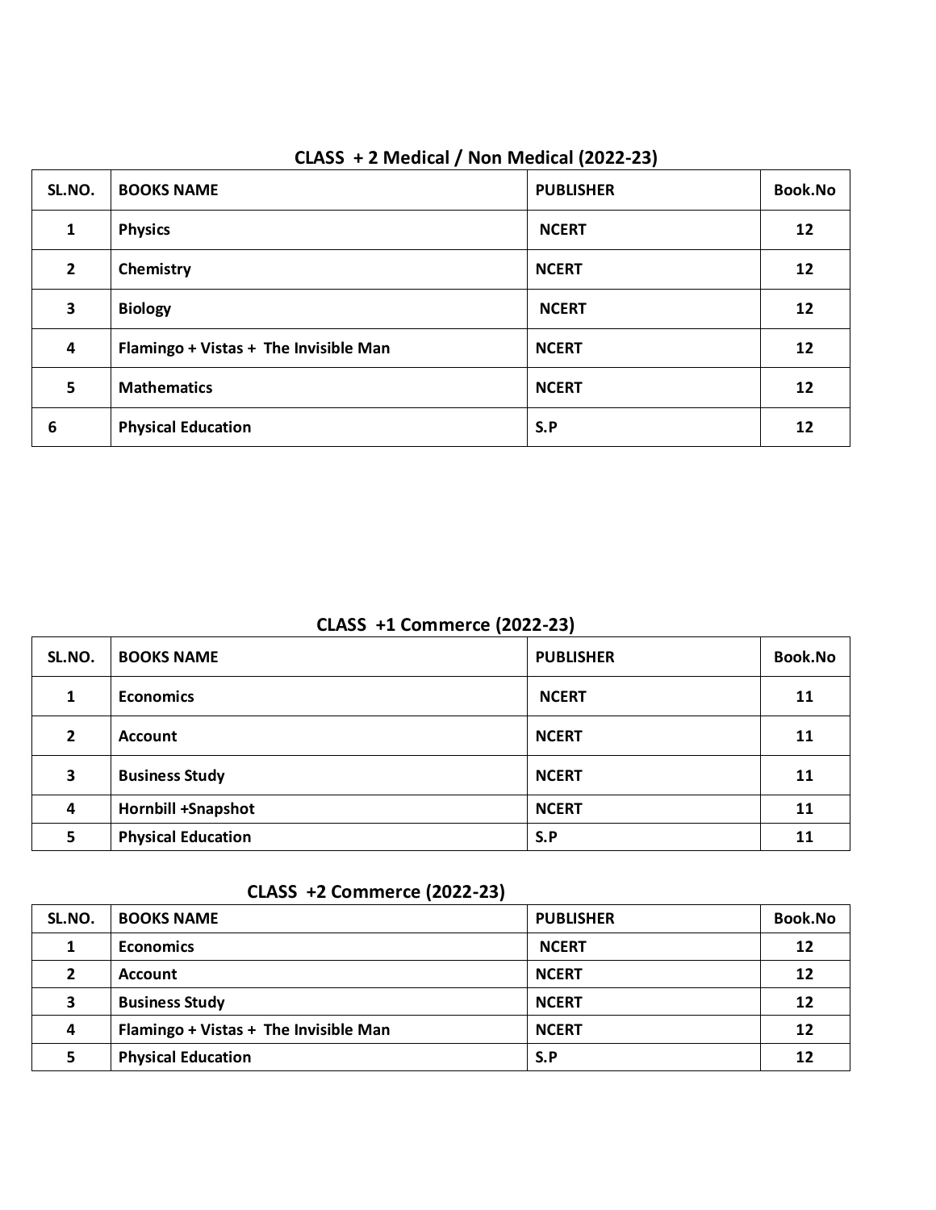## CLASS + 2 Medical / Non Medical (2022-23)

| SL.NO. | BOOKS NAME | PUBLISHER | Book.No |
|---|---|---|---|
| 1 | Physics | NCERT | 12 |
| 2 | Chemistry | NCERT | 12 |
| 3 | Biology | NCERT | 12 |
| 4 | Flamingo + Vistas + The Invisible Man | NCERT | 12 |
| 5 | Mathematics | NCERT | 12 |
| 6 | Physical Education | S.P | 12 |

## CLASS +1 Commerce (2022-23)

| SL.NO. | BOOKS NAME | PUBLISHER | Book.No |
|---|---|---|---|
| 1 | Economics | NCERT | 11 |
| 2 | Account | NCERT | 11 |
| 3 | Business Study | NCERT | 11 |
| 4 | Hornbill +Snapshot | NCERT | 11 |
| 5 | Physical Education | S.P | 11 |

## CLASS +2 Commerce (2022-23)

| SL.NO. | BOOKS NAME | PUBLISHER | Book.No |
|---|---|---|---|
| 1 | Economics | NCERT | 12 |
| 2 | Account | NCERT | 12 |
| 3 | Business Study | NCERT | 12 |
| 4 | Flamingo + Vistas + The Invisible Man | NCERT | 12 |
| 5 | Physical Education | S.P | 12 |